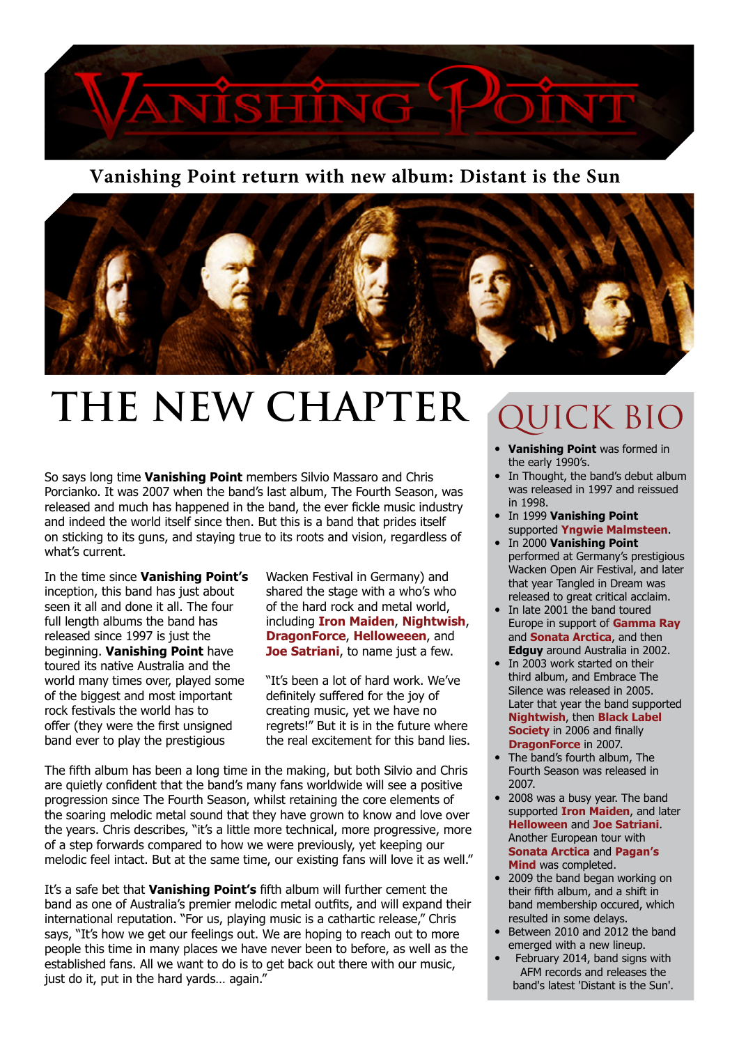# Vanishing Point

## Vanishing Point return with new album: Distant is the Sun

# THE NEW CHAPTER

So says long time **Vanishing Point** members Silvio Massaro and Chris Porcianko. It was 2007 when the band's last album, The Fourth Season, was released and much has happened in the band, the ever fickle music industry and indeed the world itself since then. But this is a band that prides itself on sticking to its guns, and staying true to its roots and vision, regardless of what's current.

In the time since **Vanishing Point's** inception, this band has just about seen it all and done it all. The four full length albums the band has released since 1997 is just the beginning. **Vanishing Point** have toured its native Australia and the world many times over, played some of the biggest and most important rock festivals the world has to offer (they were the first unsigned band ever to play the prestigious Wacken Festival in Germany) and shared the stage with a who's who of the hard rock and metal world, including **Iron Maiden**, **Nightwish**, **DragonForce**, **Helloween**, and **Joe Satriani**, to name just a few.

"It's been a lot of hard work. We've definitely suffered for the joy of creating music, yet we have no regrets!" But it is in the future where the real excitement for this band lies.

The fifth album has been a long time in the making, but both Silvio and Chris are quietly confident that the band's many fans worldwide will see a positive progression since The Fourth Season, whilst retaining the core elements of the soaring melodic metal sound that they have grown to know and love over the years. Chris describes, "it's a little more technical, more progressive, more of a step forwards compared to how we were previously, yet keeping our melodic feel intact. But at the same time, our existing fans will love it as well."

It's a safe bet that **Vanishing Point's** fifth album will further cement the band as one of Australia's premier melodic metal outfits, and will expand their international reputation. "For us, playing music is a cathartic release," Chris says, "It's how we get our feelings out. We are hoping to reach out to more people this time in many places we have never been to before, as well as the established fans. All we want to do is to get back out there with our music, just do it, put in the hard yards… again."

## QUICK BIO

- **Vanishing Point** was formed in the early 1990's.
- In Thought, the band's debut album was released in 1997 and reissued in 1998.
- In 1999 **Vanishing Point** supported **Yngwie Malmsteen**.
- In 2000 **Vanishing Point** performed at Germany's prestigious Wacken Open Air Festival, and later that year Tangled in Dream was released to great critical acclaim.
- In late 2001 the band toured Europe in support of **Gamma Ray** and **Sonata Arctica**, and then **Edguy** around Australia in 2002.
- In 2003 work started on their third album, and Embrace The Silence was released in 2005. Later that year the band supported **Nightwish**, then **Black Label Society** in 2006 and finally **DragonForce** in 2007.
- The band's fourth album, The Fourth Season was released in 2007.
- 2008 was a busy year. The band supported **Iron Maiden**, and later **Helloween** and **Joe Satriani**. Another European tour with **Sonata Arctica** and **Pagan's Mind** was completed.
- 2009 the band began working on their fifth album, and a shift in band membership occured, which resulted in some delays.
- Between 2010 and 2012 the band emerged with a new lineup.
- February 2014, band signs with AFM records and releases the band's latest 'Distant is the Sun'.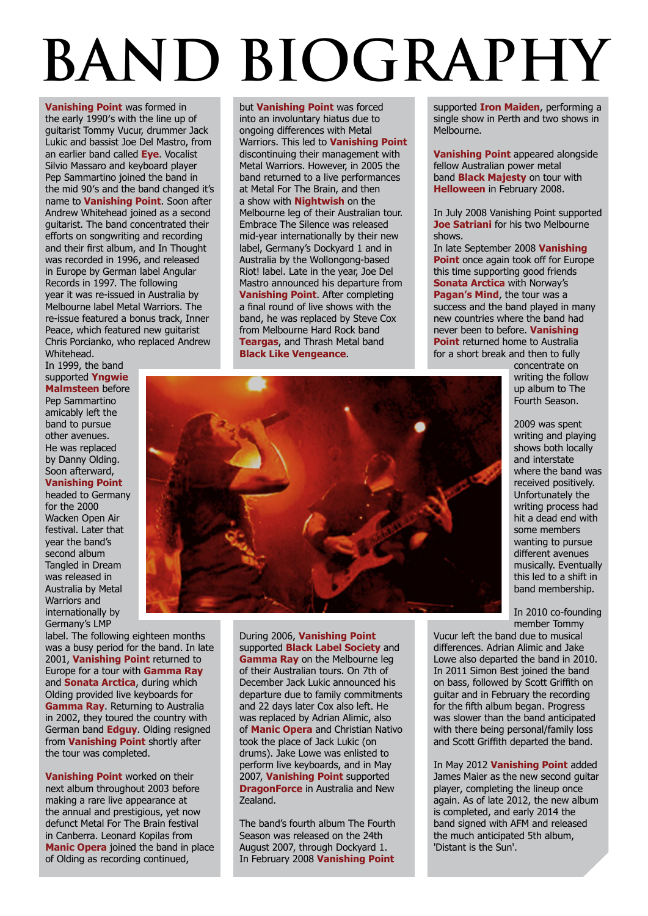# BAND BIOGRAPHY

**Vanishing Point** was formed in the early 1990's with the line up of guitarist Tommy Vucur, drummer Jack Lukic and bassist Joe Del Mastro, from an earlier band called **Eye**. Vocalist Silvio Massaro and keyboard player Pep Sammartino joined the band in the mid 90's and the band changed it's name to **Vanishing Point**. Soon after Andrew Whitehead joined as a second guitarist. The band concentrated their efforts on songwriting and recording and their first album, and In Thought was recorded in 1996, and released in Europe by German label Angular Records in 1997. The following year it was re-issued in Australia by Melbourne label Metal Warriors. The re-issue featured a bonus track, Inner Peace, which featured new guitarist Chris Porcianko, who replaced Andrew Whitehead.

In 1999, the band supported **Yngwie Malmsteen** before Pep Sammartino amicably left the band to pursue other avenues. He was replaced by Danny Olding. Soon afterward, **Vanishing Point** headed to Germany for the 2000 Wacken Open Air festival. Later that year the band's second album Tangled in Dream was released in Australia by Metal Warriors and internationally by Germany's LMP label. The following eighteen months was a busy period for the band. In late 2001, **Vanishing Point** returned to Europe for a tour with **Gamma Ray** and **Sonata Arctica**, during which Olding provided live keyboards for **Gamma Ray**. Returning to Australia in 2002, they toured the country with German band **Edguy**. Olding resigned from **Vanishing Point** shortly after the tour was completed.

**Vanishing Point** worked on their next album throughout 2003 before making a rare live appearance at the annual and prestigious, yet now defunct Metal For The Brain festival in Canberra. Leonard Kopilas from **Manic Opera** joined the band in place of Olding as recording continued, but **Vanishing Point** was forced into an involuntary hiatus due to ongoing differences with Metal Warriors. This led to **Vanishing Point** discontinuing their management with Metal Warriors. However, in 2005 the band returned to a live performances at Metal For The Brain, and then a show with **Nightwish** on the Melbourne leg of their Australian tour. Embrace The Silence was released mid-year internationally by their new label, Germany's Dockyard 1 and in Australia by the Wollongong-based Riot! label. Late in the year, Joe Del Mastro announced his departure from **Vanishing Point**. After completing a final round of live shows with the band, he was replaced by Steve Cox from Melbourne Hard Rock band **Teargas**, and Thrash Metal band **Black Like Vengeance**.

During 2006, **Vanishing Point** supported **Black Label Society** and **Gamma Ray** on the Melbourne leg of their Australian tours. On 7th of December Jack Lukic announced his departure due to family commitments and 22 days later Cox also left. He was replaced by Adrian Alimic, also of **Manic Opera** and Christian Nativo took the place of Jack Lukic (on drums). Jake Lowe was enlisted to perform live keyboards, and in May 2007, **Vanishing Point** supported **DragonForce** in Australia and New Zealand.

The band's fourth album The Fourth Season was released on the 24th August 2007, through Dockyard 1. In February 2008 **Vanishing Point** supported **Iron Maiden**, performing a single show in Perth and two shows in Melbourne.

**Vanishing Point** appeared alongside fellow Australian power metal band **Black Majesty** on tour with **Helloween** in February 2008.

In July 2008 Vanishing Point supported **Joe Satriani** for his two Melbourne shows.

In late September 2008 **Vanishing Point** once again took off for Europe this time supporting good friends **Sonata Arctica** with Norway's **Pagan's Mind**, the tour was a success and the band played in many new countries where the band had never been to before. **Vanishing Point** returned home to Australia for a short break and then to fully concentrate on writing the follow up album to The Fourth Season.

2009 was spent writing and playing shows both locally and interstate where the band was received positively. Unfortunately the writing process had hit a dead end with some members wanting to pursue different avenues musically. Eventually this led to a shift in band membership.

In 2010 co-founding member Tommy Vucur left the band due to musical differences. Adrian Alimic and Jake Lowe also departed the band in 2010. In 2011 Simon Best joined the band on bass, followed by Scott Griffith on guitar and in February the recording for the fifth album began. Progress was slower than the band anticipated with there being personal/family loss and Scott Griffith departed the band.

In May 2012 **Vanishing Point** added James Maier as the new second guitar player, completing the lineup once again. As of late 2012, the new album is completed, and early 2014 the band signed with AFM and released the much anticipated 5th album, 'Distant is the Sun'.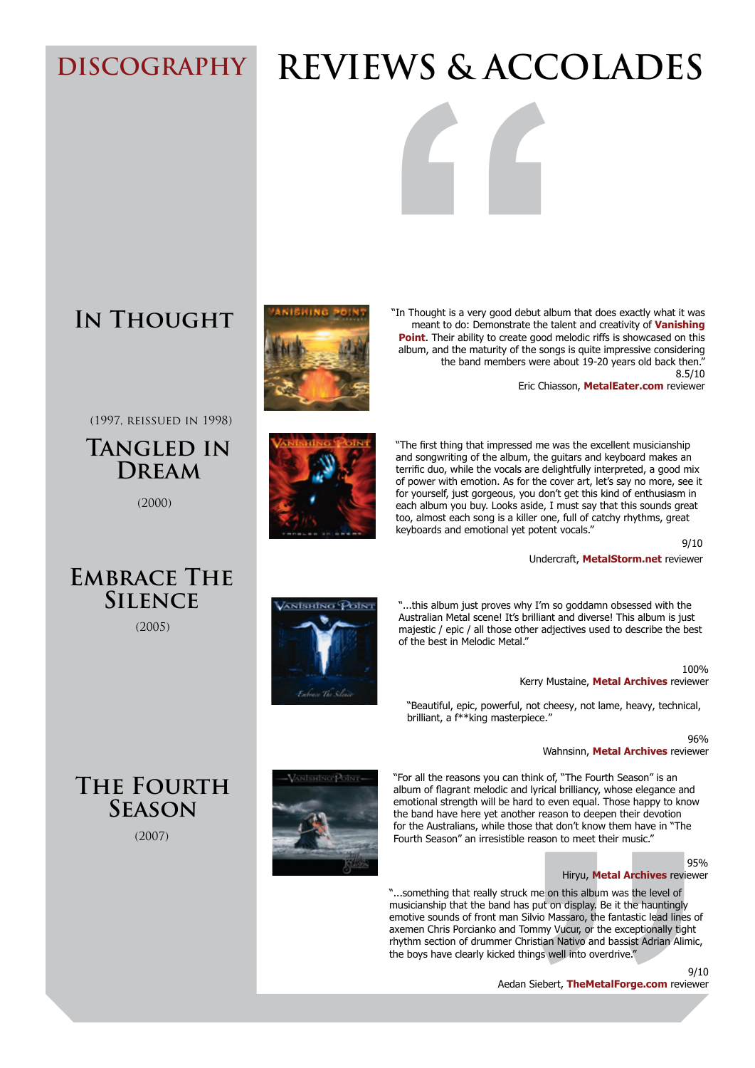# DISCOGRAPHY

# REVIEWS & ACCOLADES

## In Thought

(1997, reissued in 1998)

"In Thought is a very good debut album that does exactly what it was meant to do: Demonstrate the talent and creativity of **Vanishing Point**. Their ability to create good melodic riffs is showcased on this album, and the maturity of the songs is quite impressive considering the band members were about 19-20 years old back then."

8.5/10

Eric Chiasson, **MetalEater.com** reviewer

## Tangled in Dream

(2000)

"The first thing that impressed me was the excellent musicianship and songwriting of the album, the guitars and keyboard makes an terrific duo, while the vocals are delightfully interpreted, a good mix of power with emotion. As for the cover art, let's say no more, see it for yourself, just gorgeous, you don't get this kind of enthusiasm in each album you buy. Looks aside, I must say that this sounds great too, almost each song is a killer one, full of catchy rhythms, great keyboards and emotional yet potent vocals."

9/10

Undercraft, **MetalStorm.net** reviewer

## Embrace The Silence

(2005)

"...this album just proves why I'm so goddamn obsessed with the Australian Metal scene! It's brilliant and diverse! This album is just majestic / epic / all those other adjectives used to describe the best of the best in Melodic Metal."

100%

Kerry Mustaine, **Metal Archives** reviewer

"Beautiful, epic, powerful, not cheesy, not lame, heavy, technical, brilliant, a f**king masterpiece."

96%

Wahnsinn, **Metal Archives** reviewer

## The Fourth Season

(2007)

"For all the reasons you can think of, "The Fourth Season" is an album of flagrant melodic and lyrical brilliancy, whose elegance and emotional strength will be hard to even equal. Those happy to know the band have here yet another reason to deepen their devotion for the Australians, while those that don't know them have in "The Fourth Season" an irresistible reason to meet their music."

95%

Hiryu, **Metal Archives** reviewer

"...something that really struck me on this album was the level of musicianship that the band has put on display. Be it the hauntingly emotive sounds of front man Silvio Massaro, the fantastic lead lines of axemen Chris Porcianko and Tommy Vucur, or the exceptionally tight rhythm section of drummer Christian Nativo and bassist Adrian Alimic, the boys have clearly kicked things well into overdrive."

9/10

Aedan Siebert, **TheMetalForge.com** reviewer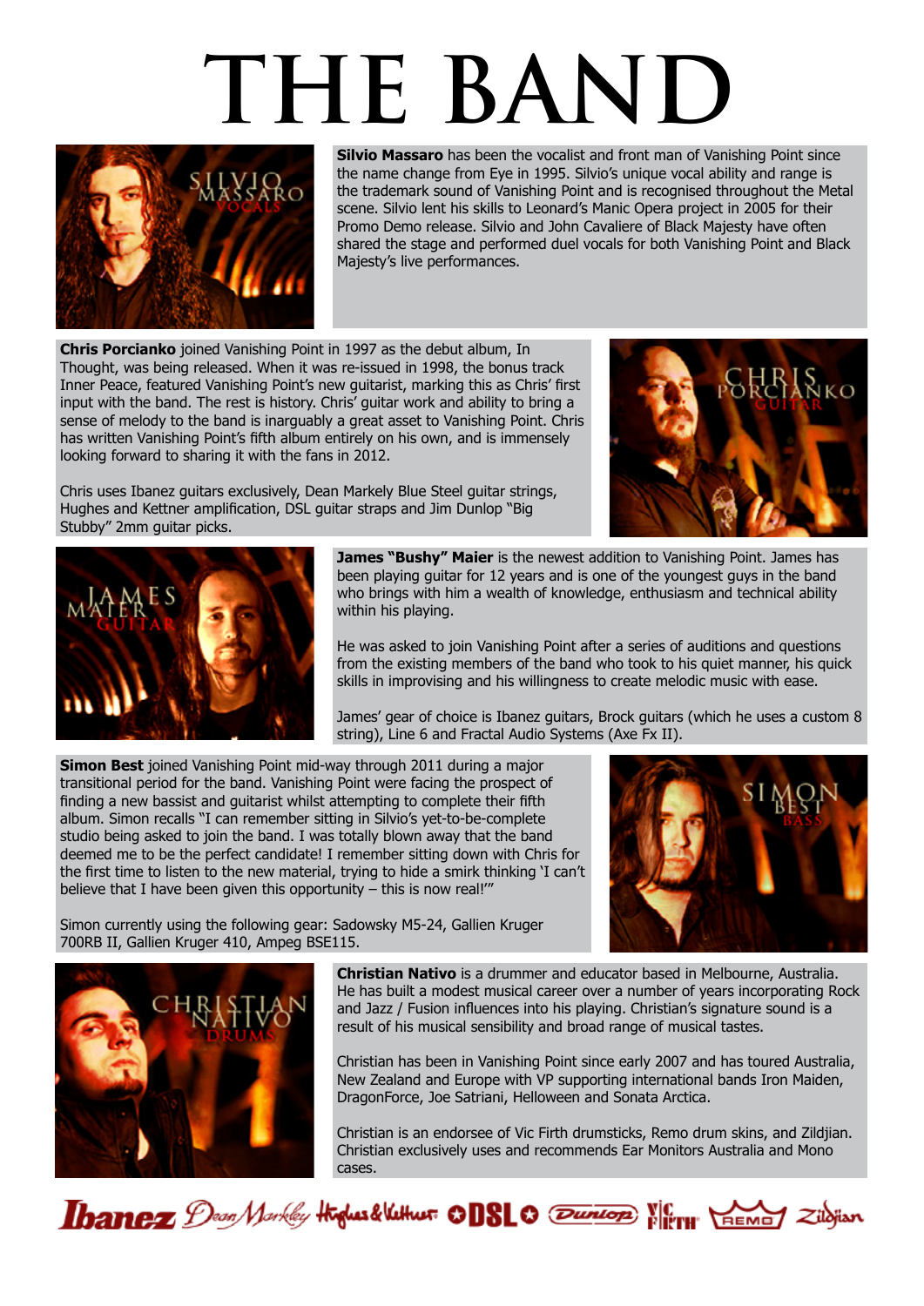# THE BAND

**Silvio Massaro** has been the vocalist and front man of Vanishing Point since the name change from Eye in 1995. Silvio's unique vocal ability and range is the trademark sound of Vanishing Point and is recognised throughout the Metal scene. Silvio lent his skills to Leonard's Manic Opera project in 2005 for their Promo Demo release. Silvio and John Cavaliere of Black Majesty have often shared the stage and performed duel vocals for both Vanishing Point and Black Majesty's live performances.

**Chris Porcianko** joined Vanishing Point in 1997 as the debut album, In Thought, was being released. When it was re-issued in 1998, the bonus track Inner Peace, featured Vanishing Point's new guitarist, marking this as Chris' first input with the band. The rest is history. Chris' guitar work and ability to bring a sense of melody to the band is inarguably a great asset to Vanishing Point. Chris has written Vanishing Point's fifth album entirely on his own, and is immensely looking forward to sharing it with the fans in 2012.

Chris uses Ibanez guitars exclusively, Dean Markely Blue Steel guitar strings, Hughes and Kettner amplification, DSL guitar straps and Jim Dunlop "Big Stubby" 2mm guitar picks.

**James "Bushy" Maier** is the newest addition to Vanishing Point. James has been playing guitar for 12 years and is one of the youngest guys in the band who brings with him a wealth of knowledge, enthusiasm and technical ability within his playing.

He was asked to join Vanishing Point after a series of auditions and questions from the existing members of the band who took to his quiet manner, his quick skills in improvising and his willingness to create melodic music with ease.

James' gear of choice is Ibanez guitars, Brock guitars (which he uses a custom 8 string), Line 6 and Fractal Audio Systems (Axe Fx II).

**Simon Best** joined Vanishing Point mid-way through 2011 during a major transitional period for the band. Vanishing Point were facing the prospect of finding a new bassist and guitarist whilst attempting to complete their fifth album. Simon recalls "I can remember sitting in Silvio's yet-to-be-complete studio being asked to join the band. I was totally blown away that the band deemed me to be the perfect candidate! I remember sitting down with Chris for the first time to listen to the new material, trying to hide a smirk thinking 'I can't believe that I have been given this opportunity – this is now real!'"

Simon currently using the following gear: Sadowsky M5-24, Gallien Kruger 700RB II, Gallien Kruger 410, Ampeg BSE115.

**Christian Nativo** is a drummer and educator based in Melbourne, Australia. He has built a modest musical career over a number of years incorporating Rock and Jazz / Fusion influences into his playing. Christian's signature sound is a result of his musical sensibility and broad range of musical tastes.

Christian has been in Vanishing Point since early 2007 and has toured Australia, New Zealand and Europe with VP supporting international bands Iron Maiden, DragonForce, Joe Satriani, Helloween and Sonata Arctica.

Christian is an endorsee of Vic Firth drumsticks, Remo drum skins, and Zildjian. Christian exclusively uses and recommends Ear Monitors Australia and Mono cases.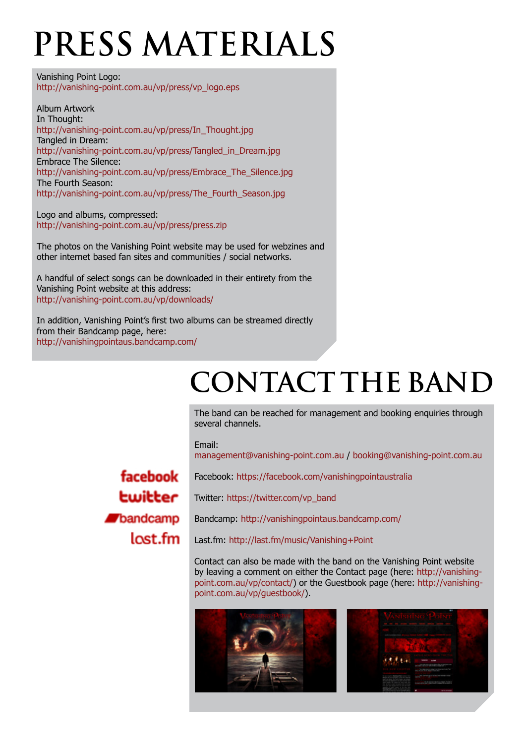# PRESS MATERIALS

Vanishing Point Logo:
http://vanishing-point.com.au/vp/press/vp_logo.eps

Album Artwork
In Thought:
http://vanishing-point.com.au/vp/press/In_Thought.jpg
Tangled in Dream:
http://vanishing-point.com.au/vp/press/Tangled_in_Dream.jpg
Embrace The Silence:
http://vanishing-point.com.au/vp/press/Embrace_The_Silence.jpg
The Fourth Season:
http://vanishing-point.com.au/vp/press/The_Fourth_Season.jpg

Logo and albums, compressed:
http://vanishing-point.com.au/vp/press/press.zip

The photos on the Vanishing Point website may be used for webzines and other internet based fan sites and communities / social networks.

A handful of select songs can be downloaded in their entirety from the Vanishing Point website at this address:
http://vanishing-point.com.au/vp/downloads/

In addition, Vanishing Point's first two albums can be streamed directly from their Bandcamp page, here:
http://vanishingpointaus.bandcamp.com/

# CONTACT THE BAND

The band can be reached for management and booking enquiries through several channels.

Email:
management@vanishing-point.com.au / booking@vanishing-point.com.au

Facebook: https://facebook.com/vanishingpointaustralia

Twitter: https://twitter.com/vp_band

Bandcamp: http://vanishingpointaus.bandcamp.com/

Last.fm: http://last.fm/music/Vanishing+Point

Contact can also be made with the band on the Vanishing Point website by leaving a comment on either the Contact page (here: http://vanishing-point.com.au/vp/contact/) or the Guestbook page (here: http://vanishing-point.com.au/vp/guestbook/).